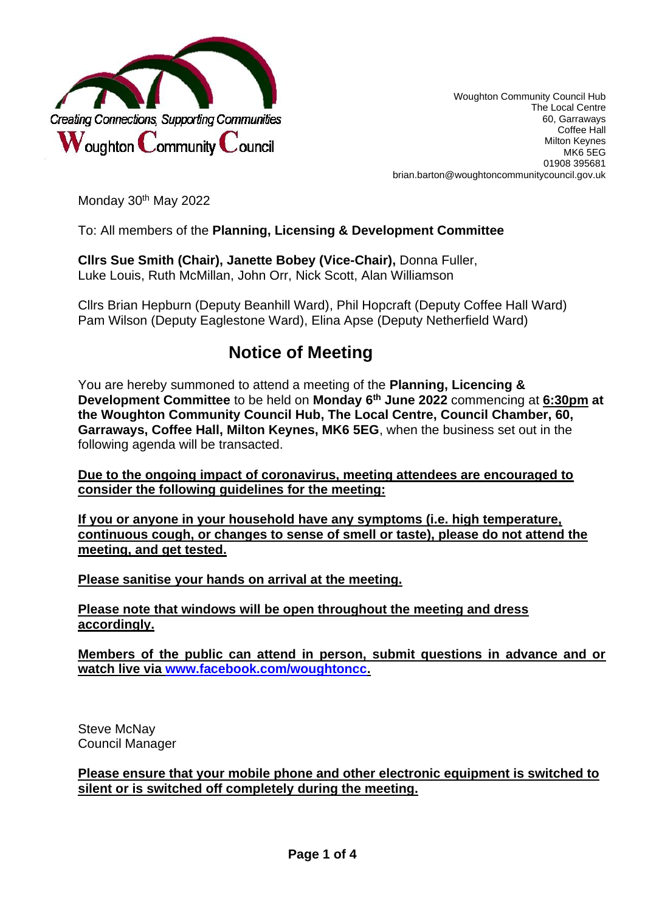Creating Connections, Supporting Communities

Woughton Community Council

Woughton Community Council Hub
The Local Centre
60, Garraways
Coffee Hall
Milton Keynes
MK6 5EG
01908 395681
brian.barton@woughtoncommunitycouncil.gov.uk

Monday 30th May 2022

To: All members of the **Planning, Licensing & Development Committee**

**Cllrs Sue Smith (Chair), Janette Bobey (Vice-Chair),** Donna Fuller, Luke Louis, Ruth McMillan, John Orr, Nick Scott, Alan Williamson

Cllrs Brian Hepburn (Deputy Beanhill Ward), Phil Hopcraft (Deputy Coffee Hall Ward) Pam Wilson (Deputy Eaglestone Ward), Elina Apse (Deputy Netherfield Ward)

# Notice of Meeting

You are hereby summoned to attend a meeting of the **Planning, Licencing & Development Committee** to be held on **Monday 6th June 2022** commencing at **6:30pm at the Woughton Community Council Hub, The Local Centre, Council Chamber, 60, Garraways, Coffee Hall, Milton Keynes, MK6 5EG**, when the business set out in the following agenda will be transacted.

**Due to the ongoing impact of coronavirus, meeting attendees are encouraged to consider the following guidelines for the meeting:**

**If you or anyone in your household have any symptoms (i.e. high temperature, continuous cough, or changes to sense of smell or taste), please do not attend the meeting, and get tested.**

**Please sanitise your hands on arrival at the meeting.**

**Please note that windows will be open throughout the meeting and dress accordingly.**

**Members of the public can attend in person, submit questions in advance and or watch live via www.facebook.com/woughtoncc.**

Steve McNay
Council Manager

**Please ensure that your mobile phone and other electronic equipment is switched to silent or is switched off completely during the meeting.**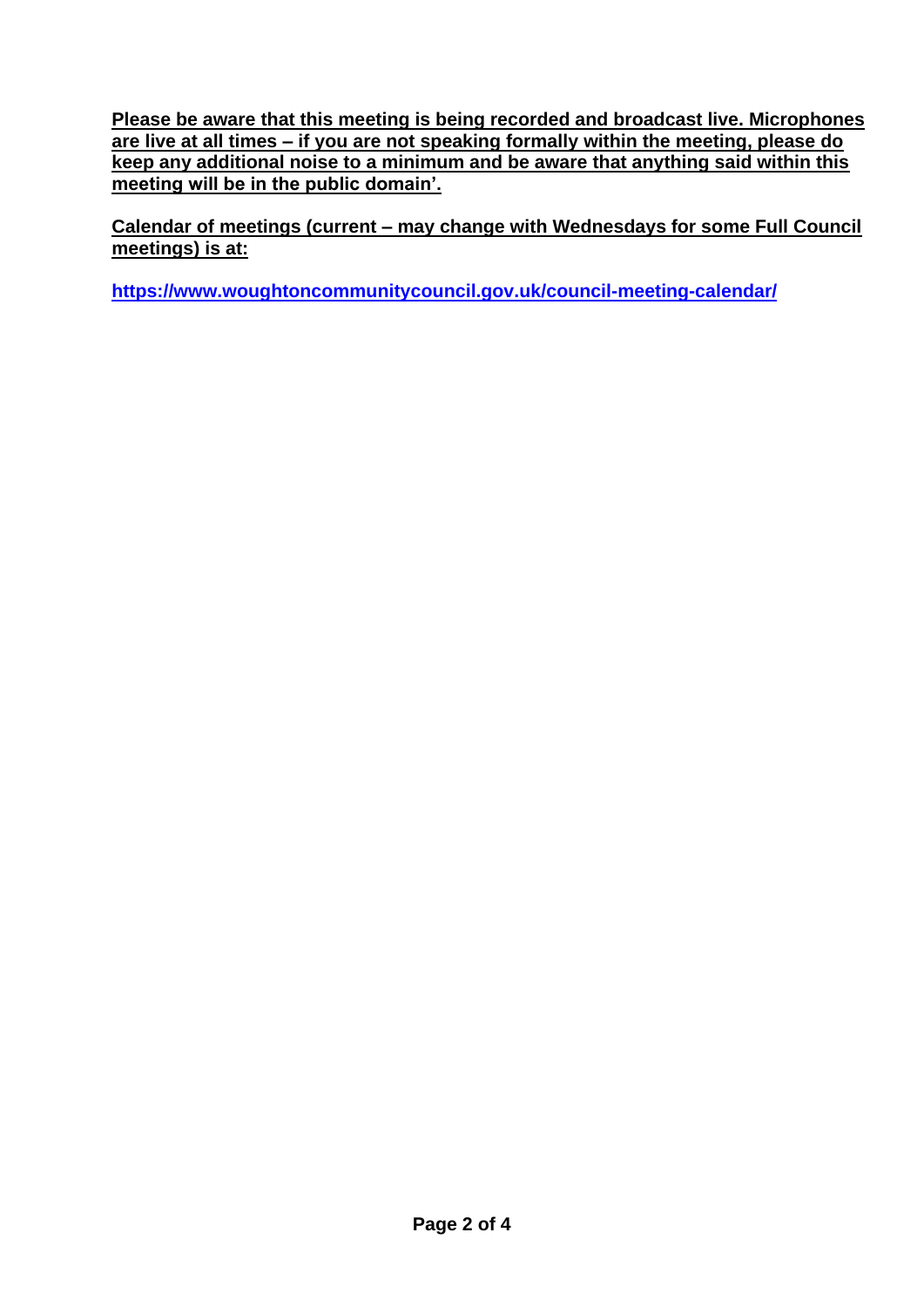**Please be aware that this meeting is being recorded and broadcast live. Microphones are live at all times – if you are not speaking formally within the meeting, please do keep any additional noise to a minimum and be aware that anything said within this meeting will be in the public domain'.**

**Calendar of meetings (current – may change with Wednesdays for some Full Council meetings) is at:**

**https://www.woughtoncommunitycouncil.gov.uk/council-meeting-calendar/**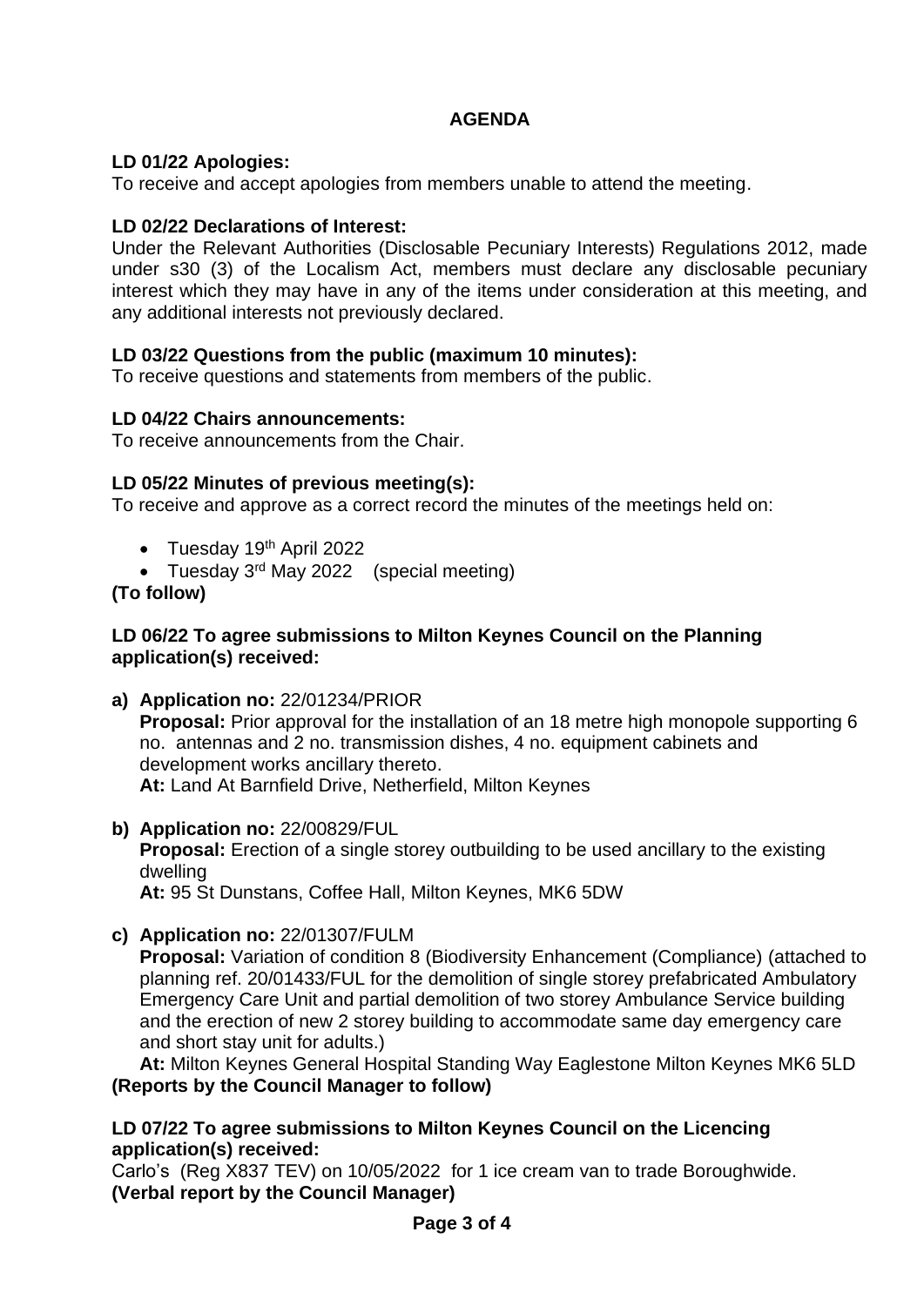## AGENDA

**LD 01/22 Apologies:**
To receive and accept apologies from members unable to attend the meeting.

**LD 02/22 Declarations of Interest:**
Under the Relevant Authorities (Disclosable Pecuniary Interests) Regulations 2012, made under s30 (3) of the Localism Act, members must declare any disclosable pecuniary interest which they may have in any of the items under consideration at this meeting, and any additional interests not previously declared.

**LD 03/22 Questions from the public (maximum 10 minutes):**
To receive questions and statements from members of the public.

**LD 04/22 Chairs announcements:**
To receive announcements from the Chair.

**LD 05/22 Minutes of previous meeting(s):**
To receive and approve as a correct record the minutes of the meetings held on:

- Tuesday 19th April 2022
- Tuesday 3rd May 2022 (special meeting)

**(To follow)**

**LD 06/22 To agree submissions to Milton Keynes Council on the Planning application(s) received:**

**a) Application no:** 22/01234/PRIOR
**Proposal:** Prior approval for the installation of an 18 metre high monopole supporting 6 no. antennas and 2 no. transmission dishes, 4 no. equipment cabinets and development works ancillary thereto.
**At:** Land At Barnfield Drive, Netherfield, Milton Keynes

**b) Application no:** 22/00829/FUL
**Proposal:** Erection of a single storey outbuilding to be used ancillary to the existing dwelling
**At:** 95 St Dunstans, Coffee Hall, Milton Keynes, MK6 5DW

**c) Application no:** 22/01307/FULM
**Proposal:** Variation of condition 8 (Biodiversity Enhancement (Compliance) (attached to planning ref. 20/01433/FUL for the demolition of single storey prefabricated Ambulatory Emergency Care Unit and partial demolition of two storey Ambulance Service building and the erection of new 2 storey building to accommodate same day emergency care and short stay unit for adults.)
**At:** Milton Keynes General Hospital Standing Way Eaglestone Milton Keynes MK6 5LD

**(Reports by the Council Manager to follow)**

**LD 07/22 To agree submissions to Milton Keynes Council on the Licencing application(s) received:**
Carlo's (Reg X837 TEV) on 10/05/2022 for 1 ice cream van to trade Boroughwide.
**(Verbal report by the Council Manager)**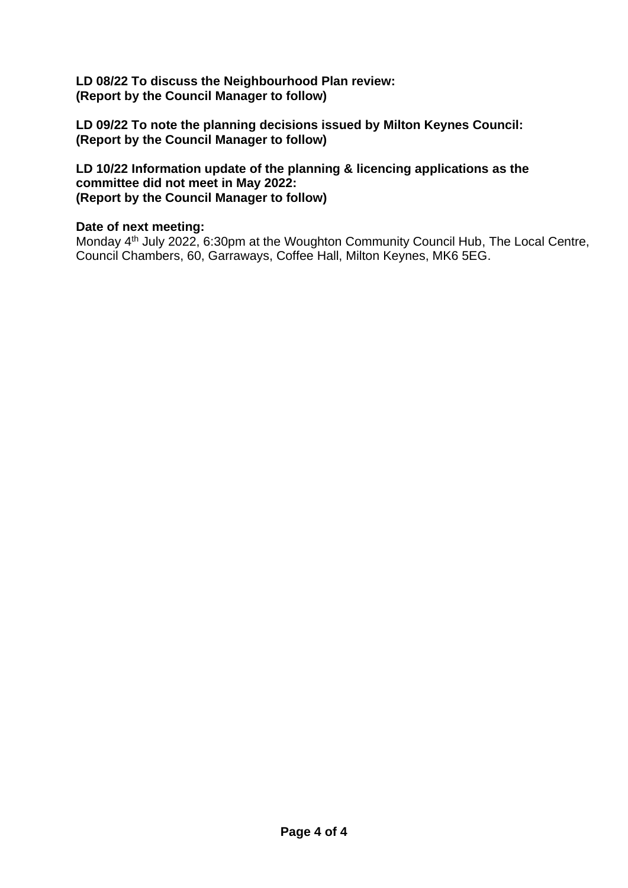**LD 08/22 To discuss the Neighbourhood Plan review:**
**(Report by the Council Manager to follow)**

**LD 09/22 To note the planning decisions issued by Milton Keynes Council:**
**(Report by the Council Manager to follow)**

**LD 10/22 Information update of the planning & licencing applications as the committee did not meet in May 2022:**
**(Report by the Council Manager to follow)**

**Date of next meeting:**
Monday 4th July 2022, 6:30pm at the Woughton Community Council Hub, The Local Centre, Council Chambers, 60, Garraways, Coffee Hall, Milton Keynes, MK6 5EG.